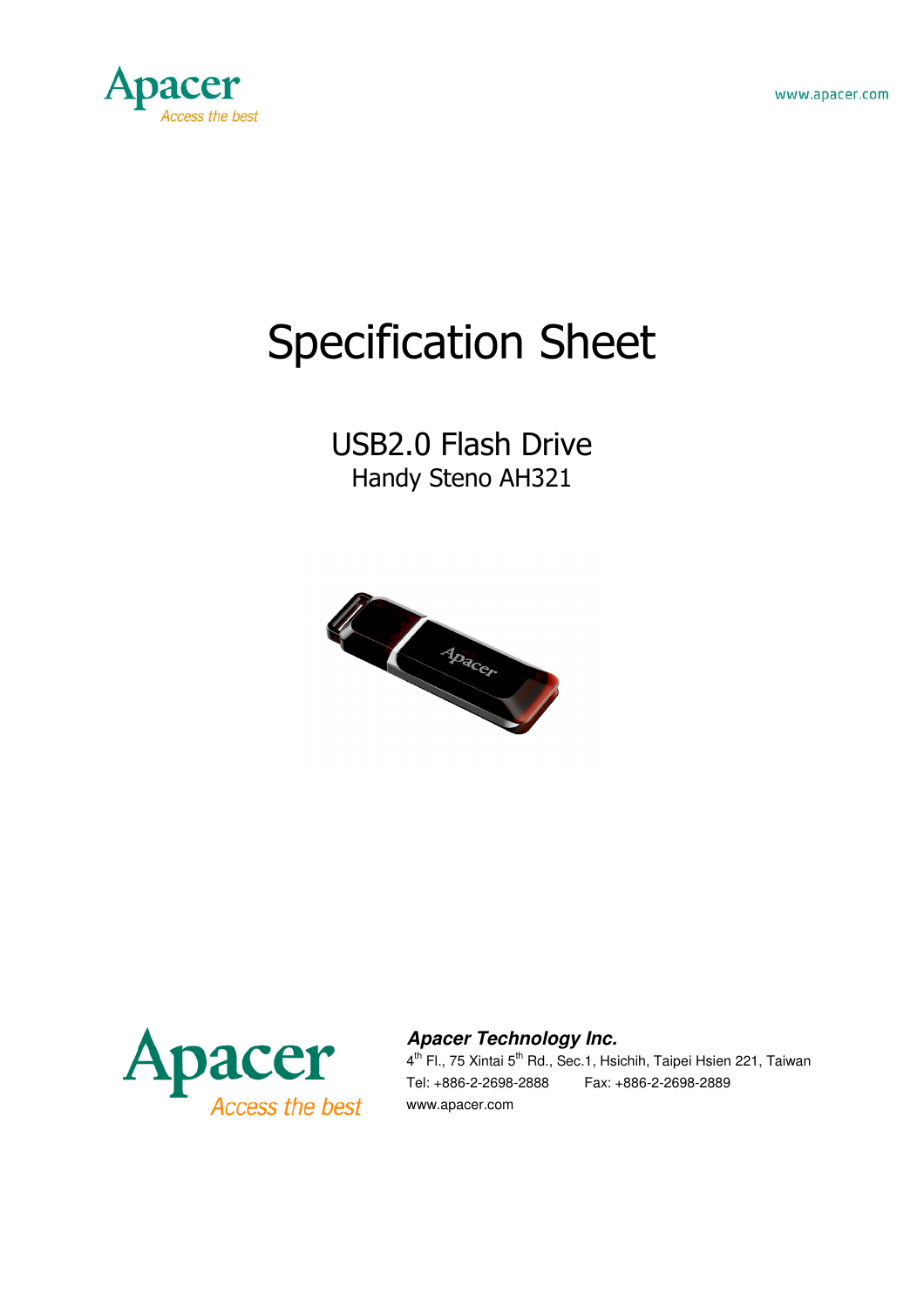# Specification Sheet

## USB2.0 Flash Drive

### Handy Steno AH321

***Apacer Technology Inc.***

4th Fl., 75 Xintai 5th Rd., Sec.1, Hsichih, Taipei Hsien 221, Taiwan

Tel: +886-2-2698-2888 Fax: +886-2-2698-2889

www.apacer.com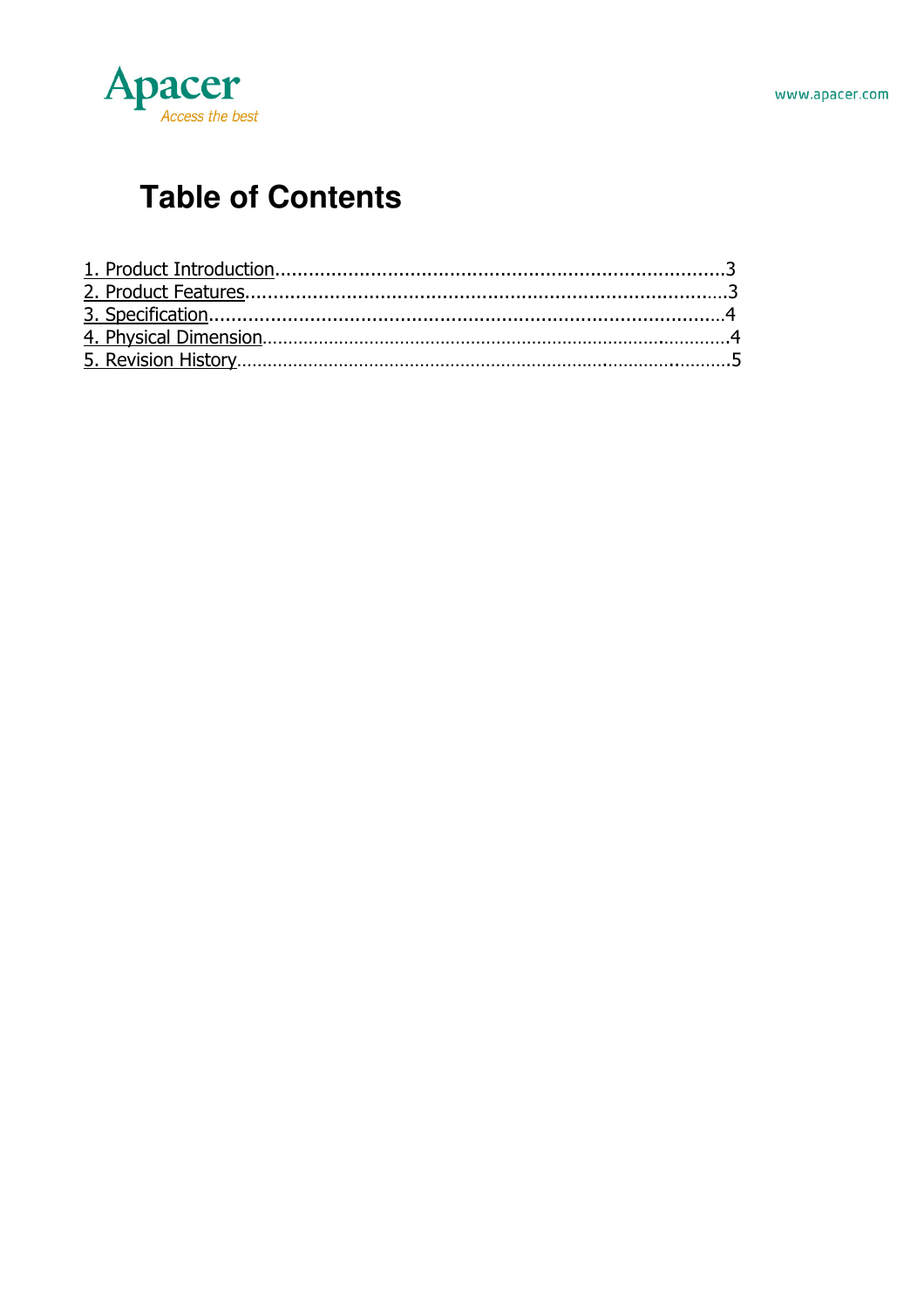# Table of Contents

1. Product Introduction................................................................................3
2. Product Features......................................................................................3
3. Specification...........................................................................................4
4. Physical Dimension...................................................................................4
5. Revision History........................................................................................5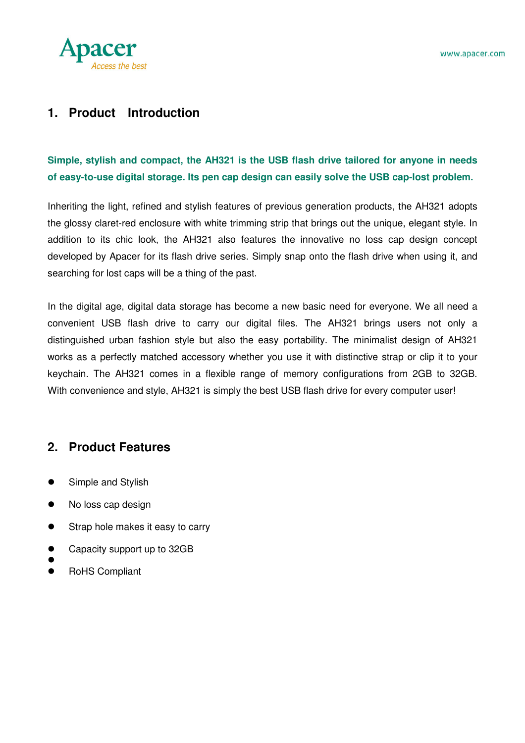## 1. Product Introduction

**Simple, stylish and compact, the AH321 is the USB flash drive tailored for anyone in needs of easy-to-use digital storage. Its pen cap design can easily solve the USB cap-lost problem.**

Inheriting the light, refined and stylish features of previous generation products, the AH321 adopts the glossy claret-red enclosure with white trimming strip that brings out the unique, elegant style. In addition to its chic look, the AH321 also features the innovative no loss cap design concept developed by Apacer for its flash drive series. Simply snap onto the flash drive when using it, and searching for lost caps will be a thing of the past.

In the digital age, digital data storage has become a new basic need for everyone. We all need a convenient USB flash drive to carry our digital files. The AH321 brings users not only a distinguished urban fashion style but also the easy portability. The minimalist design of AH321 works as a perfectly matched accessory whether you use it with distinctive strap or clip it to your keychain. The AH321 comes in a flexible range of memory configurations from 2GB to 32GB. With convenience and style, AH321 is simply the best USB flash drive for every computer user!

## 2. Product Features

- Simple and Stylish
- No loss cap design
- Strap hole makes it easy to carry
- Capacity support up to 32GB
- 
- RoHS Compliant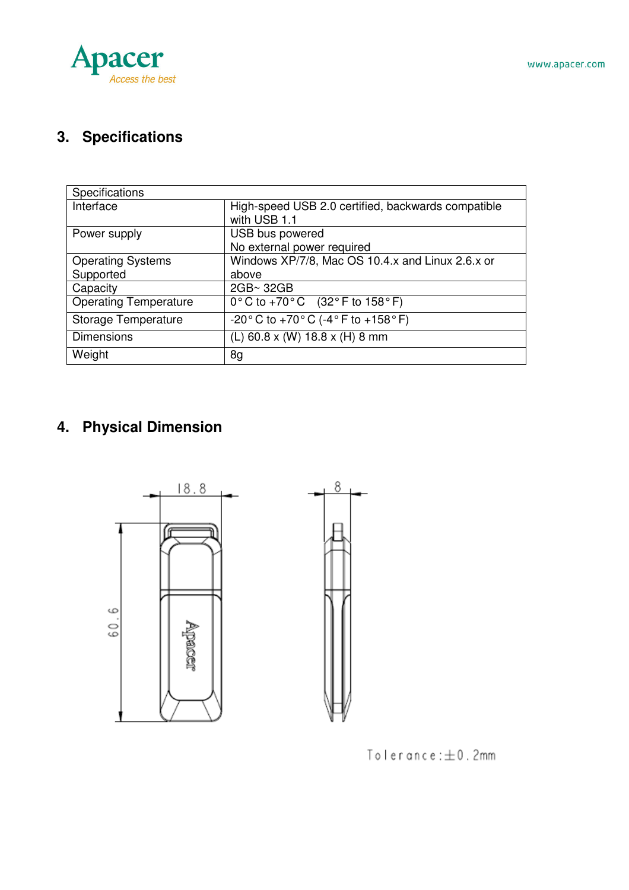## 3. Specifications

| Specifications | |
|---|---|
| Interface | High-speed USB 2.0 certified, backwards compatible with USB 1.1 |
| Power supply | USB bus powered<br>No external power required |
| Operating Systems Supported | Windows XP/7/8, Mac OS 10.4.x and Linux 2.6.x or above |
| Capacity | 2GB~ 32GB |
| Operating Temperature | 0° C to +70° C (32° F to 158° F) |
| Storage Temperature | -20° C to +70° C (-4° F to +158° F) |
| Dimensions | (L) 60.8 x (W) 18.8 x (H) 8 mm |
| Weight | 8g |

## 4. Physical Dimension

18.8

8

60.6

Tolerance: ±0.2mm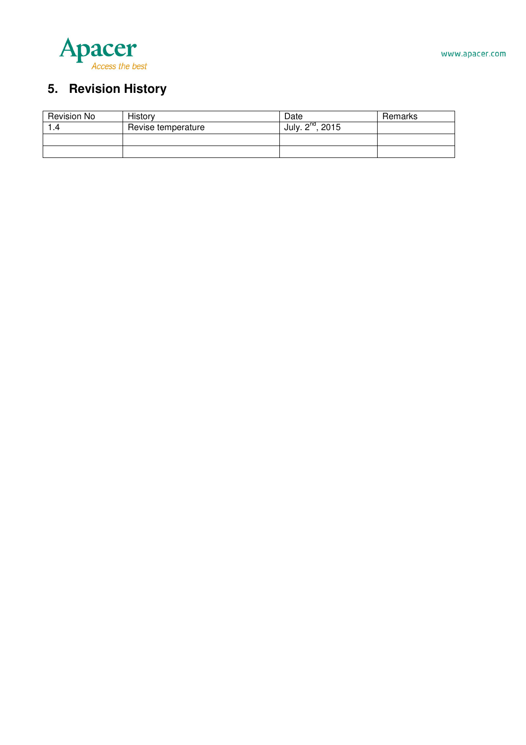## 5. Revision History

| Revision No | History | Date | Remarks |
|---|---|---|---|
| 1.4 | Revise temperature | July. 2nd, 2015 | |
| | | | |
| | | | |